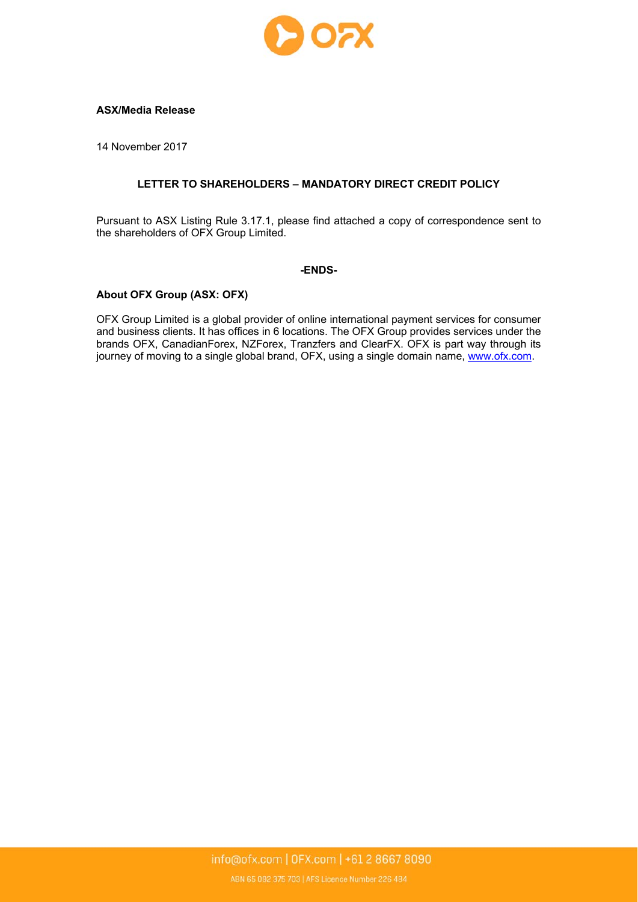**ASX/Media Release**

14 November 2017

**LETTER TO SHAREHOLDERS – MANDATORY DIRECT CREDIT POLICY**

Pursuant to ASX Listing Rule 3.17.1, please find attached a copy of correspondence sent to the shareholders of OFX Group Limited.

**-ENDS-**

**About OFX Group (ASX: OFX)**

OFX Group Limited is a global provider of online international payment services for consumer and business clients. It has offices in 6 locations. The OFX Group provides services under the brands OFX, CanadianForex, NZForex, Tranzfers and ClearFX. OFX is part way through its journey of moving to a single global brand, OFX, using a single domain name, www.ofx.com.

info@ofx.com | OFX.com | +61 2 8667 8090

ABN 65 092 375 703 | AFS Licence Number 226 484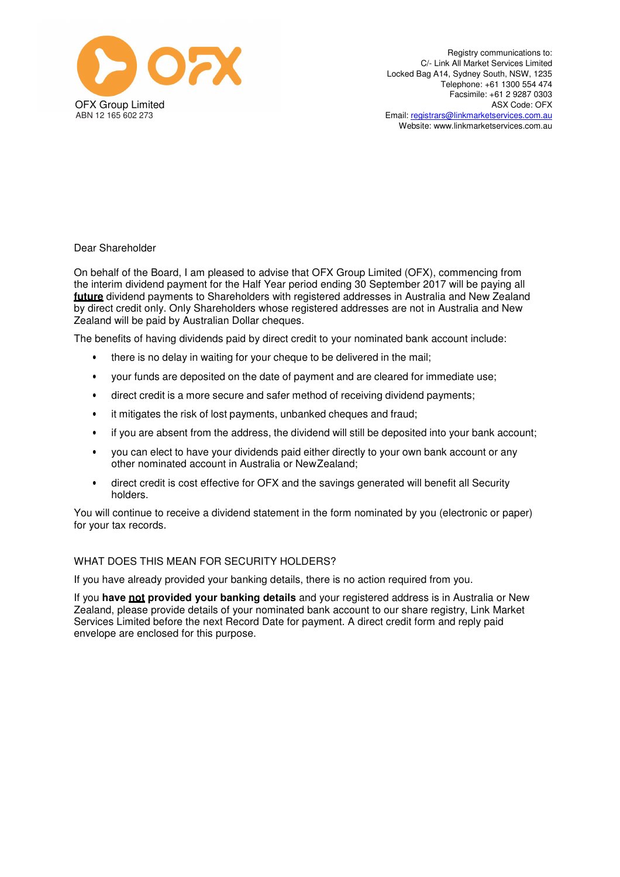OFX Group Limited
ABN 12 165 602 273

Registry communications to:
C/- Link All Market Services Limited
Locked Bag A14, Sydney South, NSW, 1235
Telephone: +61 1300 554 474
Facsimile: +61 2 9287 0303
ASX Code: OFX
Email: registrars@linkmarketservices.com.au
Website: www.linkmarketservices.com.au

Dear Shareholder

On behalf of the Board, I am pleased to advise that OFX Group Limited (OFX), commencing from the interim dividend payment for the Half Year period ending 30 September 2017 will be paying all **future** dividend payments to Shareholders with registered addresses in Australia and New Zealand by direct credit only. Only Shareholders whose registered addresses are not in Australia and New Zealand will be paid by Australian Dollar cheques.

The benefits of having dividends paid by direct credit to your nominated bank account include:

- there is no delay in waiting for your cheque to be delivered in the mail;
- your funds are deposited on the date of payment and are cleared for immediate use;
- direct credit is a more secure and safer method of receiving dividend payments;
- it mitigates the risk of lost payments, unbanked cheques and fraud;
- if you are absent from the address, the dividend will still be deposited into your bank account;
- you can elect to have your dividends paid either directly to your own bank account or any other nominated account in Australia or New Zealand;
- direct credit is cost effective for OFX and the savings generated will benefit all Security holders.

You will continue to receive a dividend statement in the form nominated by you (electronic or paper) for your tax records.

WHAT DOES THIS MEAN FOR SECURITY HOLDERS?

If you have already provided your banking details, there is no action required from you.

If you **have not provided your banking details** and your registered address is in Australia or New Zealand, please provide details of your nominated bank account to our share registry, Link Market Services Limited before the next Record Date for payment. A direct credit form and reply paid envelope are enclosed for this purpose.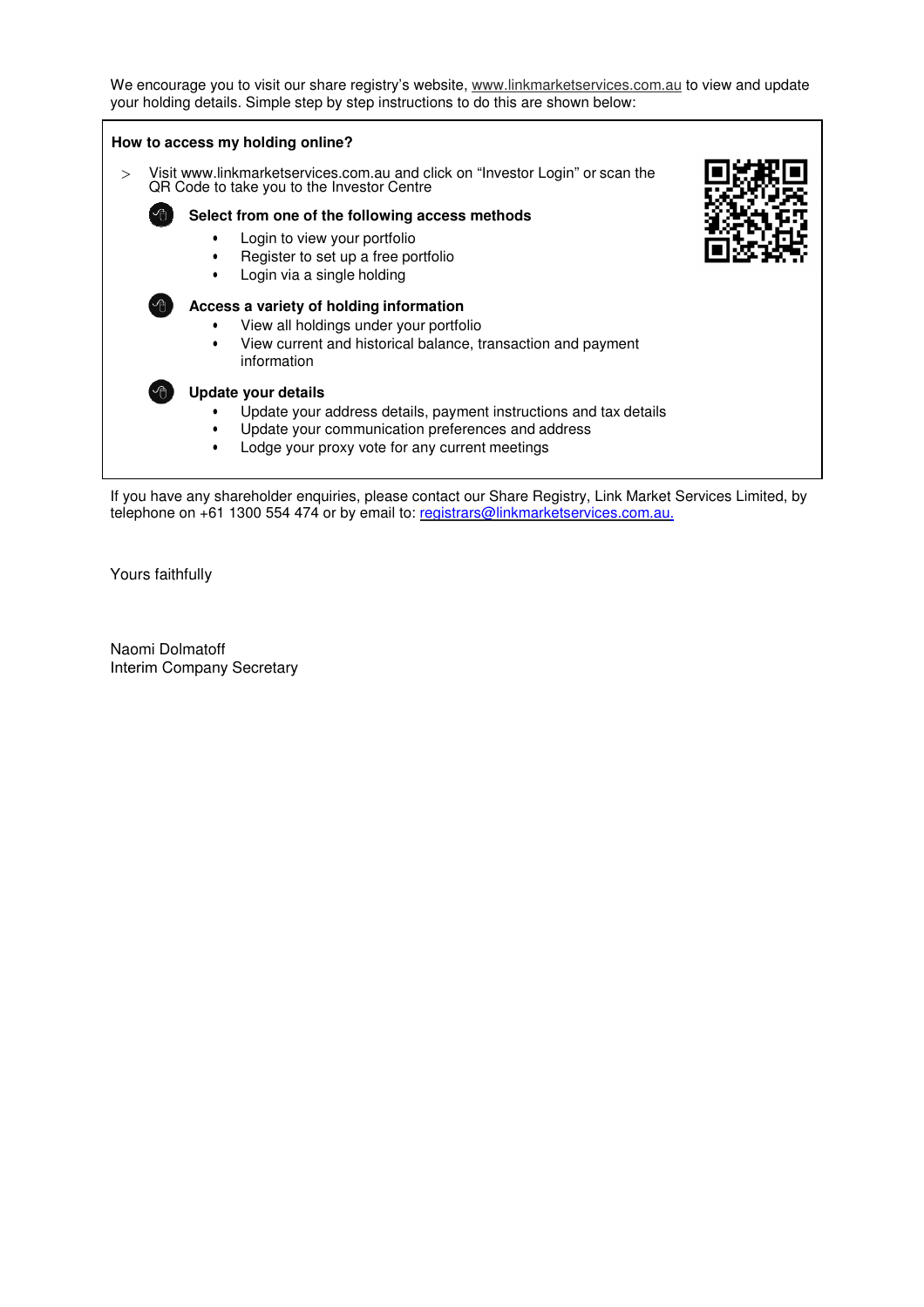We encourage you to visit our share registry's website, www.linkmarketservices.com.au to view and update your holding details. Simple step by step instructions to do this are shown below:

**How to access my holding online?**

> Visit www.linkmarketservices.com.au and click on "Investor Login" or scan the QR Code to take you to the Investor Centre

**Select from one of the following access methods**

- Login to view your portfolio
- Register to set up a free portfolio
- Login via a single holding

**Access a variety of holding information**

- View all holdings under your portfolio
- View current and historical balance, transaction and payment information

**Update your details**

- Update your address details, payment instructions and tax details
- Update your communication preferences and address
- Lodge your proxy vote for any current meetings

If you have any shareholder enquiries, please contact our Share Registry, Link Market Services Limited, by telephone on +61 1300 554 474 or by email to: registrars@linkmarketservices.com.au.

Yours faithfully

Naomi Dolmatoff
Interim Company Secretary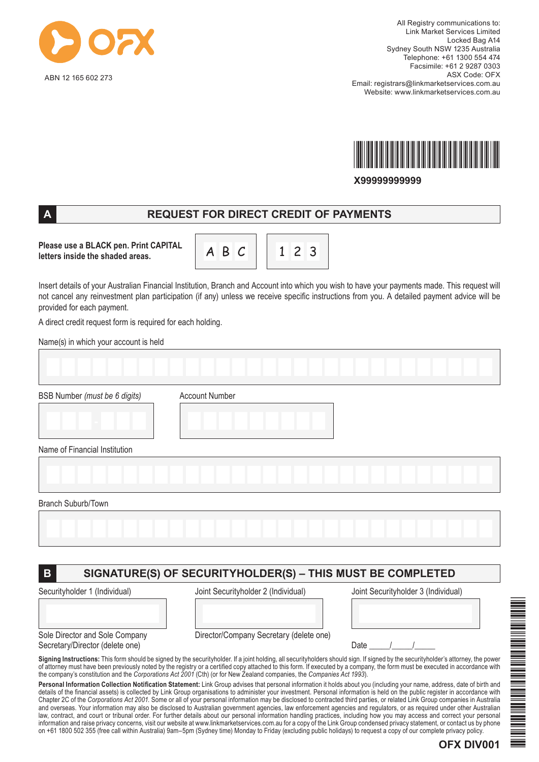ABN 12 165 602 273

All Registry communications to:
Link Market Services Limited
Locked Bag A14
Sydney South NSW 1235 Australia
Telephone: +61 1300 554 474
Facsimile: +61 2 9287 0303
ASX Code: OFX
Email: registrars@linkmarketservices.com.au
Website: www.linkmarketservices.com.au

**X99999999999**

## A REQUEST FOR DIRECT CREDIT OF PAYMENTS

**Please use a BLACK pen. Print CAPITAL letters inside the shaded areas.**

A B C 1 2 3

Insert details of your Australian Financial Institution, Branch and Account into which you wish to have your payments made. This request will not cancel any reinvestment plan participation (if any) unless we receive specific instructions from you. A detailed payment advice will be provided for each payment.

A direct credit request form is required for each holding.

Name(s) in which your account is held

BSB Number *(must be 6 digits)*

Account Number

Name of Financial Institution

Branch Suburb/Town

## B SIGNATURE(S) OF SECURITYHOLDER(S) – THIS MUST BE COMPLETED

Securityholder 1 (Individual)

Sole Director and Sole Company Secretary/Director (delete one)

Joint Securityholder 2 (Individual)

Director/Company Secretary (delete one)

Joint Securityholder 3 (Individual)

Date _____/_____/_____

**Signing Instructions:** This form should be signed by the securityholder. If a joint holding, all securityholders should sign. If signed by the securityholder's attorney, the power of attorney must have been previously noted by the registry or a certified copy attached to this form. If executed by a company, the form must be executed in accordance with the company's constitution and the *Corporations Act 2001* (Cth) (or for New Zealand companies, the *Companies Act 1993*).

**Personal Information Collection Notification Statement:** Link Group advises that personal information it holds about you (including your name, address, date of birth and details of the financial assets) is collected by Link Group organisations to administer your investment. Personal information is held on the public register in accordance with Chapter 2C of the *Corporations Act 2001*. Some or all of your personal information may be disclosed to contracted third parties, or related Link Group companies in Australia and overseas. Your information may also be disclosed to Australian government agencies, law enforcement agencies and regulators, or as required under other Australian law, contract, and court or tribunal order. For further details about our personal information handling practices, including how you may access and correct your personal information and raise privacy concerns, visit our website at www.linkmarketservices.com.au for a copy of the Link Group condensed privacy statement, or contact us by phone on +61 1800 502 355 (free call within Australia) 9am–5pm (Sydney time) Monday to Friday (excluding public holidays) to request a copy of our complete privacy policy.

**OFX DIV001**